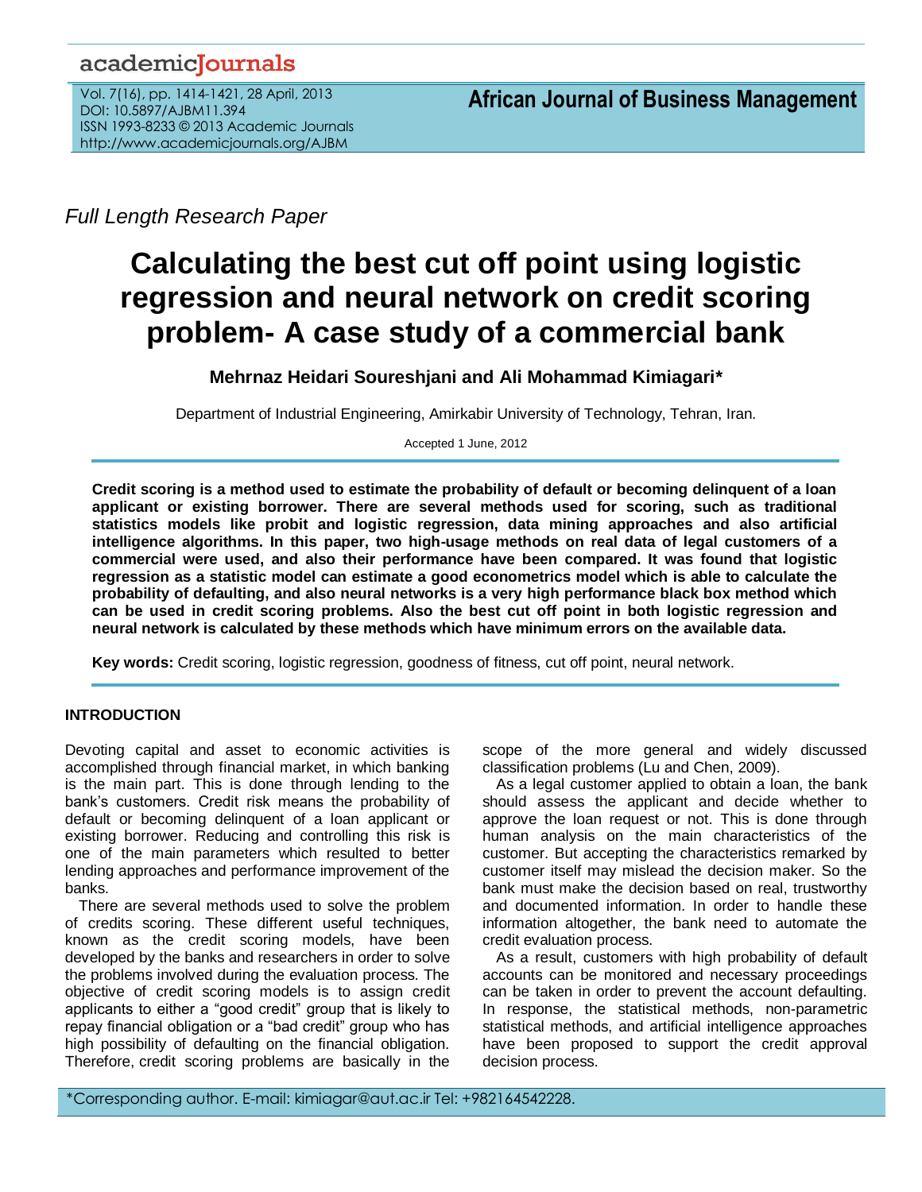*Full Length Research Paper*

# Calculating the best cut off point using logistic regression and neural network on credit scoring problem- A case study of a commercial bank

**Mehrnaz Heidari Soureshjani and Ali Mohammad Kimiagari***

Department of Industrial Engineering, Amirkabir University of Technology, Tehran, Iran.

Accepted 1 June, 2012

**Credit scoring is a method used to estimate the probability of default or becoming delinquent of a loan applicant or existing borrower. There are several methods used for scoring, such as traditional statistics models like probit and logistic regression, data mining approaches and also artificial intelligence algorithms. In this paper, two high-usage methods on real data of legal customers of a commercial were used, and also their performance have been compared. It was found that logistic regression as a statistic model can estimate a good econometrics model which is able to calculate the probability of defaulting, and also neural networks is a very high performance black box method which can be used in credit scoring problems. Also the best cut off point in both logistic regression and neural network is calculated by these methods which have minimum errors on the available data.**

**Key words:** Credit scoring, logistic regression, goodness of fitness, cut off point, neural network.

## INTRODUCTION

Devoting capital and asset to economic activities is accomplished through financial market, in which banking is the main part. This is done through lending to the bank's customers. Credit risk means the probability of default or becoming delinquent of a loan applicant or existing borrower. Reducing and controlling this risk is one of the main parameters which resulted to better lending approaches and performance improvement of the banks.

There are several methods used to solve the problem of credits scoring. These different useful techniques, known as the credit scoring models, have been developed by the banks and researchers in order to solve the problems involved during the evaluation process. The objective of credit scoring models is to assign credit applicants to either a "good credit" group that is likely to repay financial obligation or a "bad credit" group who has high possibility of defaulting on the financial obligation. Therefore, credit scoring problems are basically in the scope of the more general and widely discussed classification problems (Lu and Chen, 2009).

As a legal customer applied to obtain a loan, the bank should assess the applicant and decide whether to approve the loan request or not. This is done through human analysis on the main characteristics of the customer. But accepting the characteristics remarked by customer itself may mislead the decision maker. So the bank must make the decision based on real, trustworthy and documented information. In order to handle these information altogether, the bank need to automate the credit evaluation process.

As a result, customers with high probability of default accounts can be monitored and necessary proceedings can be taken in order to prevent the account defaulting. In response, the statistical methods, non-parametric statistical methods, and artificial intelligence approaches have been proposed to support the credit approval decision process.

*Corresponding author. E-mail: kimiagar@aut.ac.ir Tel: +982164542228.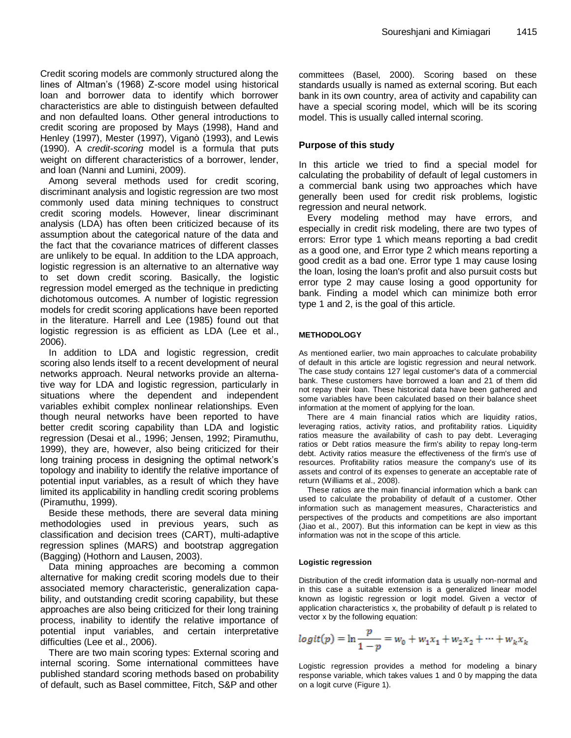Credit scoring models are commonly structured along the lines of Altman's (1968) Z-score model using historical loan and borrower data to identify which borrower characteristics are able to distinguish between defaulted and non defaulted loans. Other general introductions to credit scoring are proposed by Mays (1998), Hand and Henley (1997), Mester (1997), Viganò (1993), and Lewis (1990). A *credit-scoring* model is a formula that puts weight on different characteristics of a borrower, lender, and loan (Nanni and Lumini, 2009).

Among several methods used for credit scoring, discriminant analysis and logistic regression are two most commonly used data mining techniques to construct credit scoring models. However, linear discriminant analysis (LDA) has often been criticized because of its assumption about the categorical nature of the data and the fact that the covariance matrices of different classes are unlikely to be equal. In addition to the LDA approach, logistic regression is an alternative to an alternative way to set down credit scoring. Basically, the logistic regression model emerged as the technique in predicting dichotomous outcomes. A number of logistic regression models for credit scoring applications have been reported in the literature. Harrell and Lee (1985) found out that logistic regression is as efficient as LDA (Lee et al., 2006).

In addition to LDA and logistic regression, credit scoring also lends itself to a recent development of neural networks approach. Neural networks provide an alternative way for LDA and logistic regression, particularly in situations where the dependent and independent variables exhibit complex nonlinear relationships. Even though neural networks have been reported to have better credit scoring capability than LDA and logistic regression (Desai et al., 1996; Jensen, 1992; Piramuthu, 1999), they are, however, also being criticized for their long training process in designing the optimal network's topology and inability to identify the relative importance of potential input variables, as a result of which they have limited its applicability in handling credit scoring problems (Piramuthu, 1999).

Beside these methods, there are several data mining methodologies used in previous years, such as classification and decision trees (CART), multi-adaptive regression splines (MARS) and bootstrap aggregation (Bagging) (Hothorn and Lausen, 2003).

Data mining approaches are becoming a common alternative for making credit scoring models due to their associated memory characteristic, generalization capability, and outstanding credit scoring capability, but these approaches are also being criticized for their long training process, inability to identify the relative importance of potential input variables, and certain interpretative difficulties (Lee et al., 2006).

There are two main scoring types: External scoring and internal scoring. Some international committees have published standard scoring methods based on probability of default, such as Basel committee, Fitch, S&P and other committees (Basel, 2000). Scoring based on these standards usually is named as external scoring. But each bank in its own country, area of activity and capability can have a special scoring model, which will be its scoring model. This is usually called internal scoring.

## Purpose of this study

In this article we tried to find a special model for calculating the probability of default of legal customers in a commercial bank using two approaches which have generally been used for credit risk problems, logistic regression and neural network.

Every modeling method may have errors, and especially in credit risk modeling, there are two types of errors: Error type 1 which means reporting a bad credit as a good one, and Error type 2 which means reporting a good credit as a bad one. Error type 1 may cause losing the loan, losing the loan's profit and also pursuit costs but error type 2 may cause losing a good opportunity for bank. Finding a model which can minimize both error type 1 and 2, is the goal of this article.

## METHODOLOGY

As mentioned earlier, two main approaches to calculate probability of default in this article are logistic regression and neural network. The case study contains 127 legal customer's data of a commercial bank. These customers have borrowed a loan and 21 of them did not repay their loan. These historical data have been gathered and some variables have been calculated based on their balance sheet information at the moment of applying for the loan.

There are 4 main financial ratios which are liquidity ratios, leveraging ratios, activity ratios, and profitability ratios. Liquidity ratios measure the availability of cash to pay debt. Leveraging ratios or Debt ratios measure the firm's ability to repay long-term debt. Activity ratios measure the effectiveness of the firm's use of resources. Profitability ratios measure the company's use of its assets and control of its expenses to generate an acceptable rate of return (Williams et al., 2008).

These ratios are the main financial information which a bank can used to calculate the probability of default of a customer. Other information such as management measures, Characteristics and perspectives of the products and competitions are also important (Jiao et al., 2007). But this information can be kept in view as this information was not in the scope of this article.

### Logistic regression

Distribution of the credit information data is usually non-normal and in this case a suitable extension is a generalized linear model known as logistic regression or logit model. Given a vector of application characteristics x, the probability of default p is related to vector x by the following equation:

$$logit(p) = \ln \frac{p}{1-p} = w_0 + w_1x_1 + w_2x_2 + \cdots + w_kx_k$$

Logistic regression provides a method for modeling a binary response variable, which takes values 1 and 0 by mapping the data on a logit curve (Figure 1).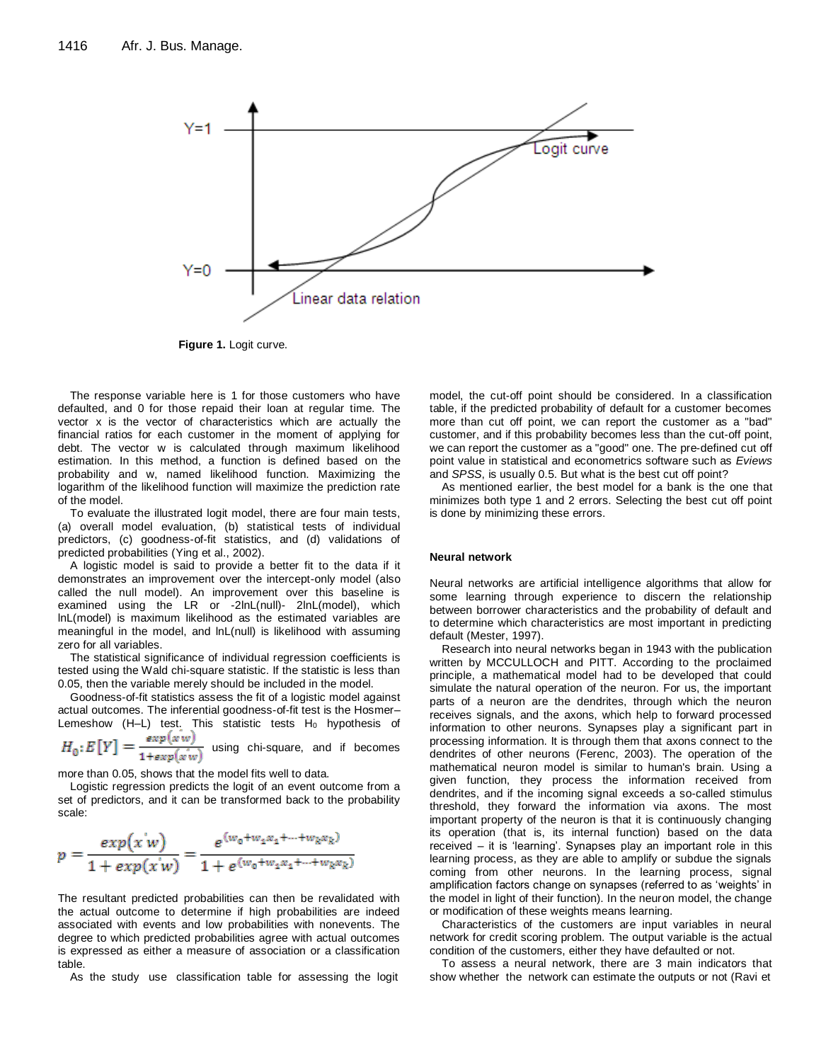Y=1

Y=0

Logit curve

Linear data relation

**Figure 1.** Logit curve.

The response variable here is 1 for those customers who have defaulted, and 0 for those repaid their loan at regular time. The vector x is the vector of characteristics which are actually the financial ratios for each customer in the moment of applying for debt. The vector w is calculated through maximum likelihood estimation. In this method, a function is defined based on the probability and w, named likelihood function. Maximizing the logarithm of the likelihood function will maximize the prediction rate of the model.

To evaluate the illustrated logit model, there are four main tests, (a) overall model evaluation, (b) statistical tests of individual predictors, (c) goodness-of-fit statistics, and (d) validations of predicted probabilities (Ying et al., 2002).

A logistic model is said to provide a better fit to the data if it demonstrates an improvement over the intercept-only model (also called the null model). An improvement over this baseline is examined using the LR or -2lnL(null)- 2lnL(model), which lnL(model) is maximum likelihood as the estimated variables are meaningful in the model, and lnL(null) is likelihood with assuming zero for all variables.

The statistical significance of individual regression coefficients is tested using the Wald chi-square statistic. If the statistic is less than 0.05, then the variable merely should be included in the model.

Goodness-of-fit statistics assess the fit of a logistic model against actual outcomes. The inferential goodness-of-fit test is the Hosmer–Lemeshow (H–L) test. This statistic tests $H_0$ hypothesis of $H_0: E[Y] = \frac{exp(x^{'}w)}{1+exp(x^{'}w)}$ using chi-square, and if becomes more than 0.05, shows that the model fits well to data.

Logistic regression predicts the logit of an event outcome from a set of predictors, and it can be transformed back to the probability scale:

$$p = \frac{exp(x^{'}w)}{1 + exp(x^{'}w)} = \frac{e^{(w_0+w_1x_1+\cdots+w_kx_k)}}{1 + e^{(w_0+w_1x_1+\cdots+w_kx_k)}}$$

The resultant predicted probabilities can then be revalidated with the actual outcome to determine if high probabilities are indeed associated with events and low probabilities with nonevents. The degree to which predicted probabilities agree with actual outcomes is expressed as either a measure of association or a classification table.

As the study use classification table for assessing the logit model, the cut-off point should be considered. In a classification table, if the predicted probability of default for a customer becomes more than cut off point, we can report the customer as a "bad" customer, and if this probability becomes less than the cut-off point, we can report the customer as a "good" one. The pre-defined cut off point value in statistical and econometrics software such as *Eviews* and *SPSS*, is usually 0.5. But what is the best cut off point?

As mentioned earlier, the best model for a bank is the one that minimizes both type 1 and 2 errors. Selecting the best cut off point is done by minimizing these errors.

### Neural network

Neural networks are artificial intelligence algorithms that allow for some learning through experience to discern the relationship between borrower characteristics and the probability of default and to determine which characteristics are most important in predicting default (Mester, 1997).

Research into neural networks began in 1943 with the publication written by MCCULLOCH and PITT. According to the proclaimed principle, a mathematical model had to be developed that could simulate the natural operation of the neuron. For us, the important parts of a neuron are the dendrites, through which the neuron receives signals, and the axons, which help to forward processed information to other neurons. Synapses play a significant part in processing information. It is through them that axons connect to the dendrites of other neurons (Ferenc, 2003). The operation of the mathematical neuron model is similar to human's brain. Using a given function, they process the information received from dendrites, and if the incoming signal exceeds a so-called stimulus threshold, they forward the information via axons. The most important property of the neuron is that it is continuously changing its operation (that is, its internal function) based on the data received – it is 'learning'. Synapses play an important role in this learning process, as they are able to amplify or subdue the signals coming from other neurons. In the learning process, signal amplification factors change on synapses (referred to as 'weights' in the model in light of their function). In the neuron model, the change or modification of these weights means learning.

Characteristics of the customers are input variables in neural network for credit scoring problem. The output variable is the actual condition of the customers, either they have defaulted or not.

To assess a neural network, there are 3 main indicators that show whether the network can estimate the outputs or not (Ravi et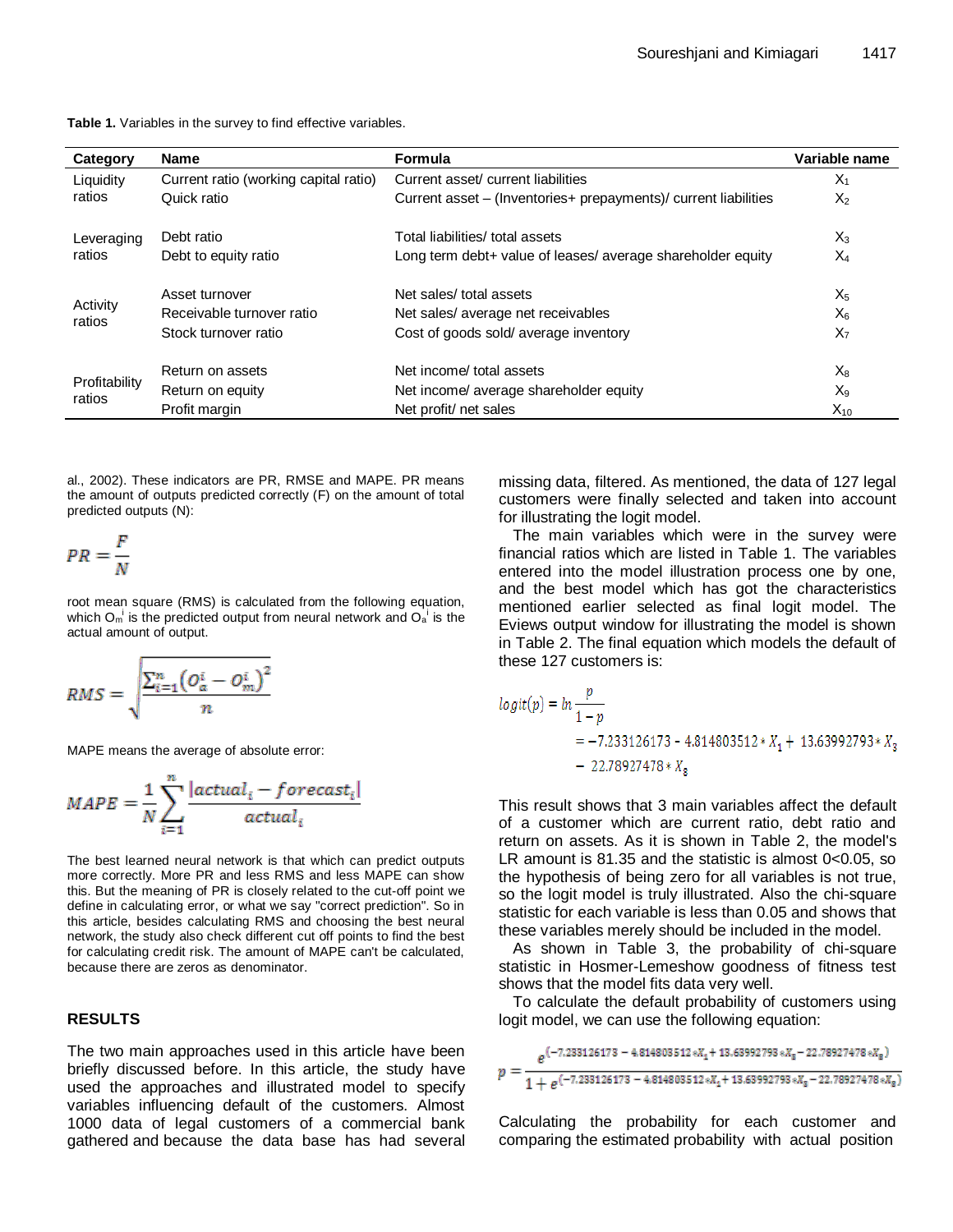**Table 1.** Variables in the survey to find effective variables.

| Category | Name | Formula | Variable name |
|---|---|---|---|
| Liquidity ratios | Current ratio (working capital ratio) | Current asset/ current liabilities | $X_1$ |
| | Quick ratio | Current asset – (Inventories+ prepayments)/ current liabilities | $X_2$ |
| Leveraging ratios | Debt ratio | Total liabilities/ total assets | $X_3$ |
| | Debt to equity ratio | Long term debt+ value of leases/ average shareholder equity | $X_4$ |
| Activity ratios | Asset turnover | Net sales/ total assets | $X_5$ |
| | Receivable turnover ratio | Net sales/ average net receivables | $X_6$ |
| | Stock turnover ratio | Cost of goods sold/ average inventory | $X_7$ |
| Profitability ratios | Return on assets | Net income/ total assets | $X_8$ |
| | Return on equity | Net income/ average shareholder equity | $X_9$ |
| | Profit margin | Net profit/ net sales | $X_{10}$ |

al., 2002). These indicators are PR, RMSE and MAPE. PR means the amount of outputs predicted correctly (F) on the amount of total predicted outputs (N):

$$PR = \frac{F}{N}$$

root mean square (RMS) is calculated from the following equation, which $O_m^i$ is the predicted output from neural network and $O_a^i$ is the actual amount of output.

$$RMS = \sqrt{\frac{\sum_{i=1}^{n}(O_a^i - O_m^i)^2}{n}}$$

MAPE means the average of absolute error:

$$MAPE = \frac{1}{N}\sum_{i=1}^{n}\frac{|actual_i - forecast_i|}{actual_i}$$

The best learned neural network is that which can predict outputs more correctly. More PR and less RMS and less MAPE can show this. But the meaning of PR is closely related to the cut-off point we define in calculating error, or what we say "correct prediction". So in this article, besides calculating RMS and choosing the best neural network, the study also check different cut off points to find the best for calculating credit risk. The amount of MAPE can't be calculated, because there are zeros as denominator.

## RESULTS

The two main approaches used in this article have been briefly discussed before. In this article, the study have used the approaches and illustrated model to specify variables influencing default of the customers. Almost 1000 data of legal customers of a commercial bank gathered and because the data base has had several missing data, filtered. As mentioned, the data of 127 legal customers were finally selected and taken into account for illustrating the logit model.

The main variables which were in the survey were financial ratios which are listed in Table 1. The variables entered into the model illustration process one by one, and the best model which has got the characteristics mentioned earlier selected as final logit model. The Eviews output window for illustrating the model is shown in Table 2. The final equation which models the default of these 127 customers is:

$$logit(p) = \ln\frac{p}{1-p} = -7.233126173 - 4.814803512 * X_1 + 13.63992793 * X_3 - 22.78927478 * X_8$$

This result shows that 3 main variables affect the default of a customer which are current ratio, debt ratio and return on assets. As it is shown in Table 2, the model's LR amount is 81.35 and the statistic is almost 0<0.05, so the hypothesis of being zero for all variables is not true, so the logit model is truly illustrated. Also the chi-square statistic for each variable is less than 0.05 and shows that these variables merely should be included in the model.

As shown in Table 3, the probability of chi-square statistic in Hosmer-Lemeshow goodness of fitness test shows that the model fits data very well.

To calculate the default probability of customers using logit model, we can use the following equation:

$$p = \frac{e^{(-7.233126173 - 4.814803512 * X_1 + 13.63992793 * X_3 - 22.78927478 * X_8)}}{1 + e^{(-7.233126173 - 4.814803512 * X_1 + 13.63992793 * X_3 - 22.78927478 * X_8)}}$$

Calculating the probability for each customer and comparing the estimated probability with actual position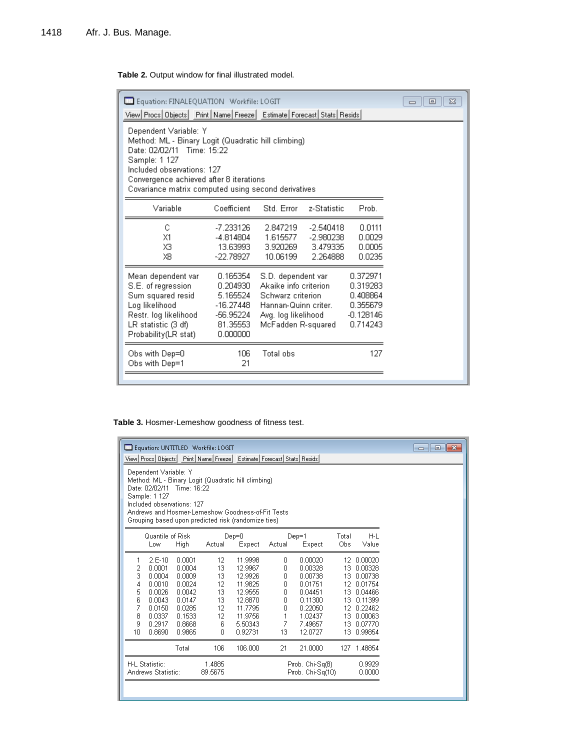**Table 2.** Output window for final illustrated model.

Equation: FINALEQUATION Workfile: LOGIT

View | Procs | Objects | Print | Name | Freeze | Estimate | Forecast | Stats | Resids

Dependent Variable: Y
Method: ML - Binary Logit (Quadratic hill climbing)
Date: 02/02/11 Time: 15:22
Sample: 1 127
Included observations: 127
Convergence achieved after 8 iterations
Covariance matrix computed using second derivatives

| Variable | Coefficient | Std. Error | z-Statistic | Prob. |
|---|---|---|---|---|
| C | -7.233126 | 2.847219 | -2.540418 | 0.0111 |
| X1 | -4.814804 | 1.615577 | -2.980238 | 0.0029 |
| X3 | 13.63993 | 3.920269 | 3.479335 | 0.0005 |
| X8 | -22.78927 | 10.06199 | 2.264888 | 0.0235 |

| | | | |
|---|---|---|---|
| Mean dependent var | 0.165354 | S.D. dependent var | 0.372971 |
| S.E. of regression | 0.204930 | Akaike info criterion | 0.319283 |
| Sum squared resid | 5.165524 | Schwarz criterion | 0.408864 |
| Log likelihood | -16.27448 | Hannan-Quinn criter. | 0.355679 |
| Restr. log likelihood | -56.95224 | Avg. log likelihood | -0.128146 |
| LR statistic (3 df) | 81.35553 | McFadden R-squared | 0.714243 |
| Probability(LR stat) | 0.000000 | | |

| | | | |
|---|---|---|---|
| Obs with Dep=0 | 106 | Total obs | 127 |
| Obs with Dep=1 | 21 | | |

**Table 3.** Hosmer-Lemeshow goodness of fitness test.

Equation: UNTITLED Workfile: LOGIT

View | Procs | Objects | Print | Name | Freeze | Estimate | Forecast | Stats | Resids

Dependent Variable: Y
Method: ML - Binary Logit (Quadratic hill climbing)
Date: 02/02/11 Time: 16:22
Sample: 1 127
Included observations: 127
Andrews and Hosmer-Lemeshow Goodness-of-Fit Tests
Grouping based upon predicted risk (randomize ties)

| | Quantile of Risk | | Dep=0 | | Dep=1 | | Total | H-L |
|---|---|---|---|---|---|---|---|---|
| | Low | High | Actual | Expect | Actual | Expect | Obs | Value |
| 1 | 2.E-10 | 0.0001 | 12 | 11.9998 | 0 | 0.00020 | 12 | 0.00020 |
| 2 | 0.0001 | 0.0004 | 13 | 12.9967 | 0 | 0.00328 | 13 | 0.00328 |
| 3 | 0.0004 | 0.0009 | 13 | 12.9926 | 0 | 0.00738 | 13 | 0.00738 |
| 4 | 0.0010 | 0.0024 | 12 | 11.9825 | 0 | 0.01751 | 12 | 0.01754 |
| 5 | 0.0026 | 0.0042 | 13 | 12.9555 | 0 | 0.04451 | 13 | 0.04466 |
| 6 | 0.0043 | 0.0147 | 13 | 12.8870 | 0 | 0.11300 | 13 | 0.11399 |
| 7 | 0.0150 | 0.0285 | 12 | 11.7795 | 0 | 0.22050 | 12 | 0.22462 |
| 8 | 0.0337 | 0.1533 | 12 | 11.9756 | 1 | 1.02437 | 13 | 0.00063 |
| 9 | 0.2917 | 0.8668 | 6 | 5.50343 | 7 | 7.49657 | 13 | 0.07770 |
| 10 | 0.8690 | 0.9865 | 0 | 0.92731 | 13 | 12.0727 | 13 | 0.99854 |
| | | Total | 106 | 106.000 | 21 | 21.0000 | 127 | 1.48854 |

| | | | |
|---|---|---|---|
| H-L Statistic: | 1.4885 | Prob. Chi-Sq(8) | 0.9929 |
| Andrews Statistic: | 89.5675 | Prob. Chi-Sq(10) | 0.0000 |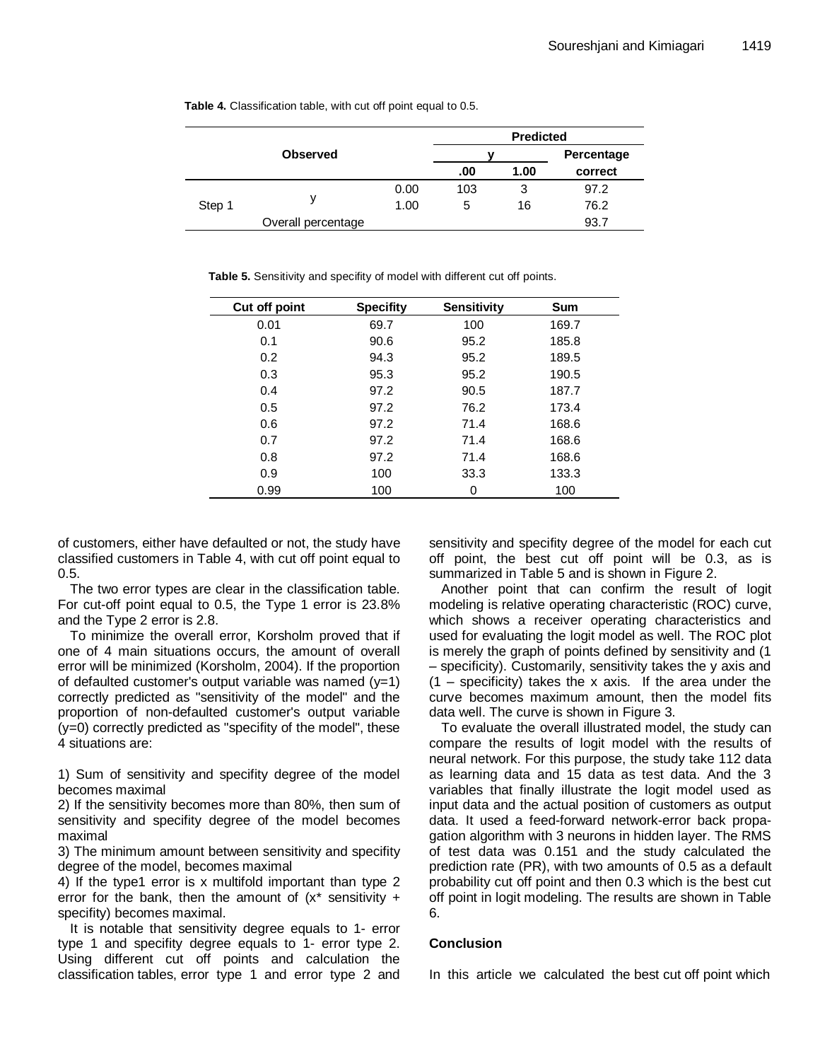**Table 4.** Classification table, with cut off point equal to 0.5.

| Observed | | | Predicted | | |
|---|---|---|---|---|---|
| | | | y | | Percentage |
| | | | .00 | 1.00 | correct |
| Step 1 | y | 0.00 | 103 | 3 | 97.2 |
| | | 1.00 | 5 | 16 | 76.2 |
| | Overall percentage | | | | 93.7 |

**Table 5.** Sensitivity and specifity of model with different cut off points.

| Cut off point | Specifity | Sensitivity | Sum |
|---|---|---|---|
| 0.01 | 69.7 | 100 | 169.7 |
| 0.1 | 90.6 | 95.2 | 185.8 |
| 0.2 | 94.3 | 95.2 | 189.5 |
| 0.3 | 95.3 | 95.2 | 190.5 |
| 0.4 | 97.2 | 90.5 | 187.7 |
| 0.5 | 97.2 | 76.2 | 173.4 |
| 0.6 | 97.2 | 71.4 | 168.6 |
| 0.7 | 97.2 | 71.4 | 168.6 |
| 0.8 | 97.2 | 71.4 | 168.6 |
| 0.9 | 100 | 33.3 | 133.3 |
| 0.99 | 100 | 0 | 100 |

of customers, either have defaulted or not, the study have classified customers in Table 4, with cut off point equal to 0.5.

The two error types are clear in the classification table. For cut-off point equal to 0.5, the Type 1 error is 23.8% and the Type 2 error is 2.8.

To minimize the overall error, Korsholm proved that if one of 4 main situations occurs, the amount of overall error will be minimized (Korsholm, 2004). If the proportion of defaulted customer's output variable was named (y=1) correctly predicted as "sensitivity of the model" and the proportion of non-defaulted customer's output variable (y=0) correctly predicted as "specifity of the model", these 4 situations are:

1) Sum of sensitivity and specifity degree of the model becomes maximal
2) If the sensitivity becomes more than 80%, then sum of sensitivity and specifity degree of the model becomes maximal
3) The minimum amount between sensitivity and specifity degree of the model, becomes maximal
4) If the type1 error is x multifold important than type 2 error for the bank, then the amount of (x* sensitivity + specifity) becomes maximal.

It is notable that sensitivity degree equals to 1- error type 1 and specifity degree equals to 1- error type 2. Using different cut off points and calculation the classification tables, error type 1 and error type 2 and sensitivity and specifity degree of the model for each cut off point, the best cut off point will be 0.3, as is summarized in Table 5 and is shown in Figure 2.

Another point that can confirm the result of logit modeling is relative operating characteristic (ROC) curve, which shows a receiver operating characteristics and used for evaluating the logit model as well. The ROC plot is merely the graph of points defined by sensitivity and (1 – specificity). Customarily, sensitivity takes the y axis and (1 – specificity) takes the x axis. If the area under the curve becomes maximum amount, then the model fits data well. The curve is shown in Figure 3.

To evaluate the overall illustrated model, the study can compare the results of logit model with the results of neural network. For this purpose, the study take 112 data as learning data and 15 data as test data. And the 3 variables that finally illustrate the logit model used as input data and the actual position of customers as output data. It used a feed-forward network-error back propagation algorithm with 3 neurons in hidden layer. The RMS of test data was 0.151 and the study calculated the prediction rate (PR), with two amounts of 0.5 as a default probability cut off point and then 0.3 which is the best cut off point in logit modeling. The results are shown in Table 6.

## Conclusion

In this article we calculated the best cut off point which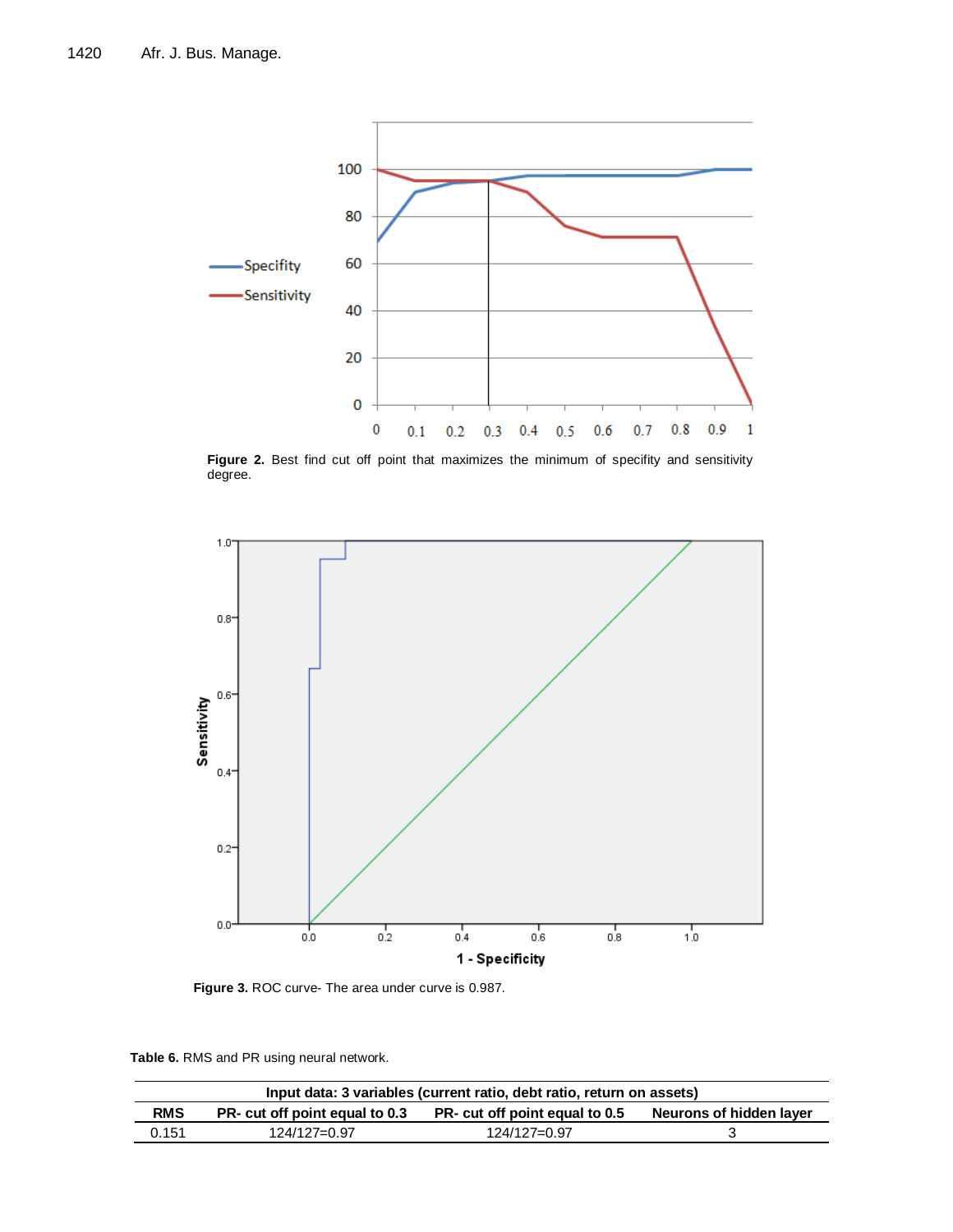**Figure 2.** Best find cut off point that maximizes the minimum of specifity and sensitivity degree.

**Figure 3.** ROC curve- The area under curve is 0.987.

**Table 6.** RMS and PR using neural network.

| Input data: 3 variables (current ratio, debt ratio, return on assets) | | | |
|---|---|---|---|
| **RMS** | **PR- cut off point equal to 0.3** | **PR- cut off point equal to 0.5** | **Neurons of hidden layer** |
| 0.151 | 124/127=0.97 | 124/127=0.97 | 3 |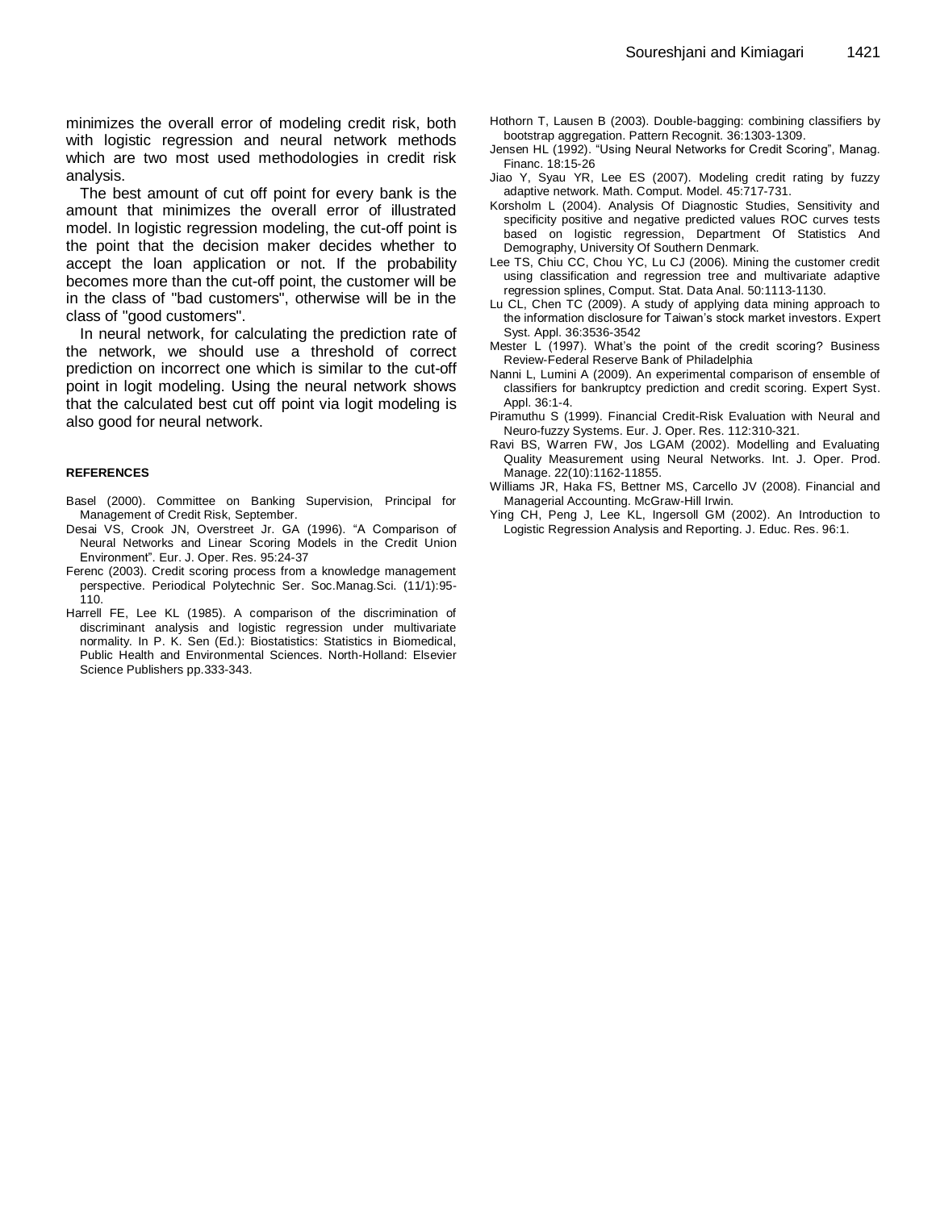minimizes the overall error of modeling credit risk, both with logistic regression and neural network methods which are two most used methodologies in credit risk analysis.

The best amount of cut off point for every bank is the amount that minimizes the overall error of illustrated model. In logistic regression modeling, the cut-off point is the point that the decision maker decides whether to accept the loan application or not. If the probability becomes more than the cut-off point, the customer will be in the class of "bad customers", otherwise will be in the class of "good customers".

In neural network, for calculating the prediction rate of the network, we should use a threshold of correct prediction on incorrect one which is similar to the cut-off point in logit modeling. Using the neural network shows that the calculated best cut off point via logit modeling is also good for neural network.

## REFERENCES

Basel (2000). Committee on Banking Supervision, Principal for Management of Credit Risk, September.

Desai VS, Crook JN, Overstreet Jr. GA (1996). "A Comparison of Neural Networks and Linear Scoring Models in the Credit Union Environment". Eur. J. Oper. Res. 95:24-37

Ferenc (2003). Credit scoring process from a knowledge management perspective. Periodical Polytechnic Ser. Soc.Manag.Sci. (11/1):95-110.

Harrell FE, Lee KL (1985). A comparison of the discrimination of discriminant analysis and logistic regression under multivariate normality. In P. K. Sen (Ed.): Biostatistics: Statistics in Biomedical, Public Health and Environmental Sciences. North-Holland: Elsevier Science Publishers pp.333-343.

Hothorn T, Lausen B (2003). Double-bagging: combining classifiers by bootstrap aggregation. Pattern Recognit. 36:1303-1309.

Jensen HL (1992). "Using Neural Networks for Credit Scoring", Manag. Financ. 18:15-26

Jiao Y, Syau YR, Lee ES (2007). Modeling credit rating by fuzzy adaptive network. Math. Comput. Model. 45:717-731.

Korsholm L (2004). Analysis Of Diagnostic Studies, Sensitivity and specificity positive and negative predicted values ROC curves tests based on logistic regression, Department Of Statistics And Demography, University Of Southern Denmark.

Lee TS, Chiu CC, Chou YC, Lu CJ (2006). Mining the customer credit using classification and regression tree and multivariate adaptive regression splines, Comput. Stat. Data Anal. 50:1113-1130.

Lu CL, Chen TC (2009). A study of applying data mining approach to the information disclosure for Taiwan's stock market investors. Expert Syst. Appl. 36:3536-3542

Mester L (1997). What's the point of the credit scoring? Business Review-Federal Reserve Bank of Philadelphia

Nanni L, Lumini A (2009). An experimental comparison of ensemble of classifiers for bankruptcy prediction and credit scoring. Expert Syst. Appl. 36:1-4.

Piramuthu S (1999). Financial Credit-Risk Evaluation with Neural and Neuro-fuzzy Systems. Eur. J. Oper. Res. 112:310-321.

Ravi BS, Warren FW, Jos LGAM (2002). Modelling and Evaluating Quality Measurement using Neural Networks. Int. J. Oper. Prod. Manage. 22(10):1162-11855.

Williams JR, Haka FS, Bettner MS, Carcello JV (2008). Financial and Managerial Accounting. McGraw-Hill Irwin.

Ying CH, Peng J, Lee KL, Ingersoll GM (2002). An Introduction to Logistic Regression Analysis and Reporting. J. Educ. Res. 96:1.